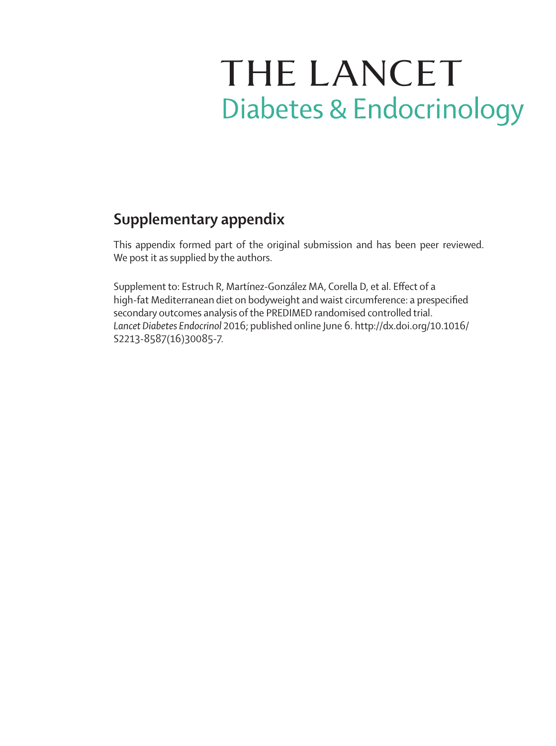# THE LANCET
## Diabetes & Endocrinology

## Supplementary appendix

This appendix formed part of the original submission and has been peer reviewed. We post it as supplied by the authors.

Supplement to: Estruch R, Martínez-González MA, Corella D, et al. Effect of a high-fat Mediterranean diet on bodyweight and waist circumference: a prespecified secondary outcomes analysis of the PREDIMED randomised controlled trial. *Lancet Diabetes Endocrinol* 2016; published online June 6. http://dx.doi.org/10.1016/S2213-8587(16)30085-7.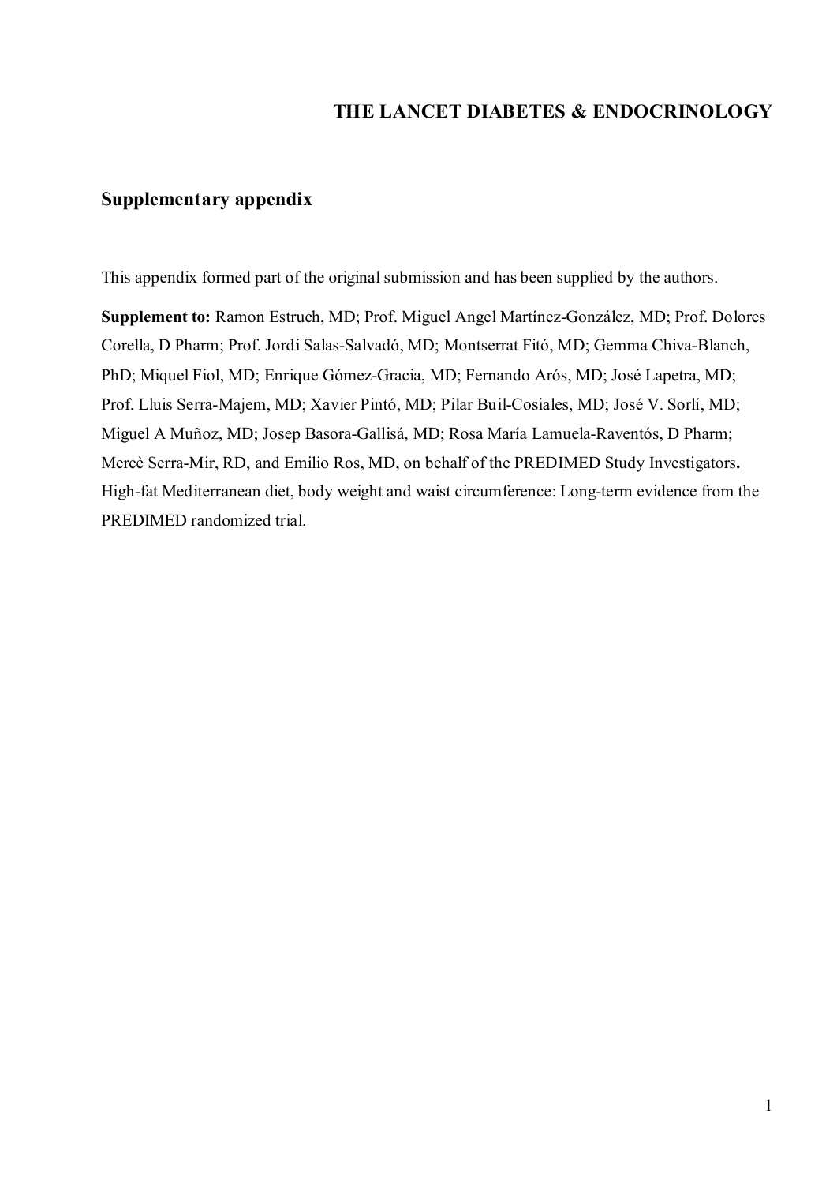# THE LANCET DIABETES & ENDOCRINOLOGY

## Supplementary appendix

This appendix formed part of the original submission and has been supplied by the authors.

**Supplement to:** Ramon Estruch, MD; Prof. Miguel Angel Martínez-González, MD; Prof. Dolores Corella, D Pharm; Prof. Jordi Salas-Salvadó, MD; Montserrat Fitó, MD; Gemma Chiva-Blanch, PhD; Miquel Fiol, MD; Enrique Gómez-Gracia, MD; Fernando Arós, MD; José Lapetra, MD; Prof. Lluis Serra-Majem, MD; Xavier Pintó, MD; Pilar Buil-Cosiales, MD; José V. Sorlí, MD; Miguel A Muñoz, MD; Josep Basora-Gallisá, MD; Rosa María Lamuela-Raventós, D Pharm; Mercè Serra-Mir, RD, and Emilio Ros, MD, on behalf of the PREDIMED Study Investigators**.** High-fat Mediterranean diet, body weight and waist circumference: Long-term evidence from the PREDIMED randomized trial.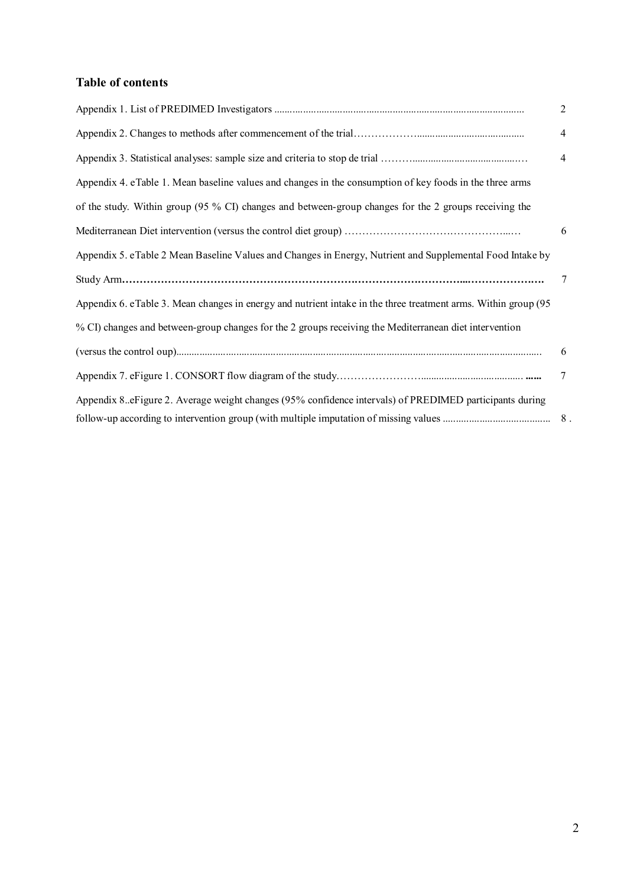## Table of contents

| | |
|---|---|
| Appendix 1. List of PREDIMED Investigators ........................................................................................... | 2 |
| Appendix 2. Changes to methods after commencement of the trial………………........................................... | 4 |
| Appendix 3. Statistical analyses: sample size and criteria to stop de trial ………..........................................… | 4 |
| Appendix 4. eTable 1. Mean baseline values and changes in the consumption of key foods in the three arms of the study. Within group (95 % CI) changes and between-group changes for the 2 groups receiving the Mediterranean Diet intervention (versus the control diet group) …………………………………………...… | 6 |
| Appendix 5. eTable 2 Mean Baseline Values and Changes in Energy, Nutrient and Supplemental Food Intake by Study Arm…………………………………………………………………………………...…………………. | 7 |
| Appendix 6. eTable 3. Mean changes in energy and nutrient intake in the three treatment arms. Within group (95 % CI) changes and between-group changes for the 2 groups receiving the Mediterranean diet intervention (versus the control oup)............................................................................................................................ | 6 |
| Appendix 7. eFigure 1. CONSORT flow diagram of the study.……………………....................................... ...... | 7 |
| Appendix 8..eFigure 2. Average weight changes (95% confidence intervals) of PREDIMED participants during follow-up according to intervention group (with multiple imputation of missing values ......................................... | 8 . |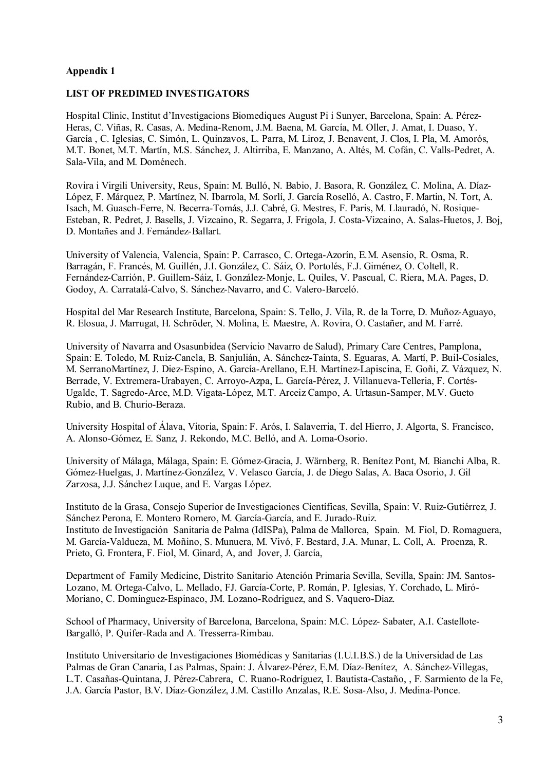**Appendix 1**

**LIST OF PREDIMED INVESTIGATORS**

Hospital Clinic, Institut d'Investigacions Biomediques August Pi i Sunyer, Barcelona, Spain: A. Pérez-Heras, C. Viñas, R. Casas, A. Medina-Renom, J.M. Baena, M. García, M. Oller, J. Amat, I. Duaso, Y. García , C. Iglesias, C. Simón, L. Quinzavos, L. Parra, M. Liroz, J. Benavent, J. Clos, I. Pla, M. Amorós, M.T. Bonet, M.T. Martín, M.S. Sánchez, J. Altirriba, E. Manzano, A. Altés, M. Cofán, C. Valls-Pedret, A. Sala-Vila, and M. Doménech.

Rovira i Virgili University, Reus, Spain: M. Bulló, N. Babio, J. Basora, R. González, C. Molina, A. Díaz-López, F. Márquez, P. Martínez, N. Ibarrola, M. Sorlí, J. García Roselló, A. Castro, F. Martin, N. Tort, A. Isach, M. Guasch-Ferre, N. Becerra-Tomás, J.J. Cabré, G. Mestres, F. Paris, M. Llauradó, N. Rosique-Esteban, R. Pedret, J. Basells, J. Vizcaino, R. Segarra, J. Frigola, J. Costa-Vizcaino, A. Salas-Huetos, J. Boj, D. Montañes and J. Fernández-Ballart.

University of Valencia, Valencia, Spain: P. Carrasco, C. Ortega-Azorín, E.M. Asensio, R. Osma, R. Barragán, F. Francés, M. Guillén, J.I. González, C. Sáiz, O. Portolés, F.J. Giménez, O. Coltell, R. Fernández-Carrión, P. Guillem-Sáiz, I. González-Monje, L. Quiles, V. Pascual, C. Riera, M.A. Pages, D. Godoy, A. Carratalá-Calvo, S. Sánchez-Navarro, and C. Valero-Barceló.

Hospital del Mar Research Institute, Barcelona, Spain: S. Tello, J. Vila, R. de la Torre, D. Muñoz-Aguayo, R. Elosua, J. Marrugat, H. Schröder, N. Molina, E. Maestre, A. Rovira, O. Castañer, and M. Farré.

University of Navarra and Osasunbidea (Servicio Navarro de Salud), Primary Care Centres, Pamplona, Spain: E. Toledo, M. Ruiz-Canela, B. Sanjulián, A. Sánchez-Tainta, S. Eguaras, A. Martí, P. Buil-Cosiales, M. SerranoMartínez, J. Diez-Espino, A. García-Arellano, E.H. Martínez-Lapiscina, E. Goñi, Z. Vázquez, N. Berrade, V. Extremera-Urabayen, C. Arroyo-Azpa, L. García-Pérez, J. Villanueva-Telleria, F. Cortés-Ugalde, T. Sagredo-Arce, M.D. Vigata-López, M.T. Arceiz Campo, A. Urtasun-Samper, M.V. Gueto Rubio, and B. Churio-Beraza.

University Hospital of Álava, Vitoria, Spain: F. Arós, I. Salaverria, T. del Hierro, J. Algorta, S. Francisco, A. Alonso-Gómez, E. Sanz, J. Rekondo, M.C. Belló, and A. Loma-Osorio.

University of Málaga, Málaga, Spain: E. Gómez-Gracia, J. Wärnberg, R. Benítez Pont, M. Bianchi Alba, R. Gómez-Huelgas, J. Martínez-González, V. Velasco García, J. de Diego Salas, A. Baca Osorio, J. Gil Zarzosa, J.J. Sánchez Luque, and E. Vargas López.

Instituto de la Grasa, Consejo Superior de Investigaciones Científicas, Sevilla, Spain: V. Ruiz-Gutiérrez, J. Sánchez Perona, E. Montero Romero, M. García-García, and E. Jurado-Ruiz.
Instituto de Investigación Sanitaria de Palma (IdISPa), Palma de Mallorca, Spain. M. Fiol, D. Romaguera, M. García-Valdueza, M. Moñino, S. Munuera, M. Vivó, F. Bestard, J.A. Munar, L. Coll, A. Proenza, R. Prieto, G. Frontera, F. Fiol, M. Ginard, A, and Jover, J. García,

Department of Family Medicine, Distrito Sanitario Atención Primaria Sevilla, Sevilla, Spain: JM. Santos-Lozano, M. Ortega-Calvo, L. Mellado, FJ. García-Corte, P. Román, P. Iglesias, Y. Corchado, L. Miró-Moriano, C. Domínguez-Espinaco, JM. Lozano-Rodriguez, and S. Vaquero-Diaz.

School of Pharmacy, University of Barcelona, Barcelona, Spain: M.C. López- Sabater, A.I. Castellote-Bargalló, P. Quifer-Rada and A. Tresserra-Rimbau.

Instituto Universitario de Investigaciones Biomédicas y Sanitarias (I.U.I.B.S.) de la Universidad de Las Palmas de Gran Canaria, Las Palmas, Spain: J. Álvarez-Pérez, E.M. Díaz-Benítez, A. Sánchez-Villegas, L.T. Casañas-Quintana, J. Pérez-Cabrera, C. Ruano-Rodríguez, I. Bautista-Castaño, , F. Sarmiento de la Fe, J.A. García Pastor, B.V. Díaz-González, J.M. Castillo Anzalas, R.E. Sosa-Also, J. Medina-Ponce.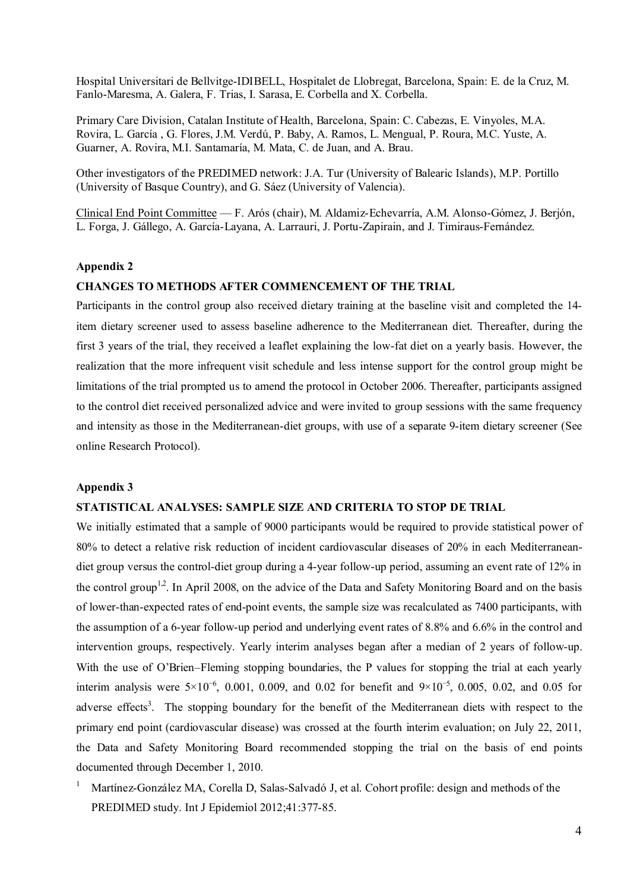Hospital Universitari de Bellvitge-IDIBELL, Hospitalet de Llobregat, Barcelona, Spain: E. de la Cruz, M. Fanlo-Maresma, A. Galera, F. Trias, I. Sarasa, E. Corbella and X. Corbella.

Primary Care Division, Catalan Institute of Health, Barcelona, Spain: C. Cabezas, E. Vinyoles, M.A. Rovira, L. García , G. Flores, J.M. Verdú, P. Baby, A. Ramos, L. Mengual, P. Roura, M.C. Yuste, A. Guarner, A. Rovira, M.I. Santamaría, M. Mata, C. de Juan, and A. Brau.

Other investigators of the PREDIMED network: J.A. Tur (University of Balearic Islands), M.P. Portillo (University of Basque Country), and G. Sáez (University of Valencia).

Clinical End Point Committee — F. Arós (chair), M. Aldamiz-Echevarría, A.M. Alonso-Gómez, J. Berjón, L. Forga, J. Gállego, A. García-Layana, A. Larrauri, J. Portu-Zapirain, and J. Timiraus-Fernández.

## Appendix 2

### CHANGES TO METHODS AFTER COMMENCEMENT OF THE TRIAL

Participants in the control group also received dietary training at the baseline visit and completed the 14-item dietary screener used to assess baseline adherence to the Mediterranean diet. Thereafter, during the first 3 years of the trial, they received a leaflet explaining the low-fat diet on a yearly basis. However, the realization that the more infrequent visit schedule and less intense support for the control group might be limitations of the trial prompted us to amend the protocol in October 2006. Thereafter, participants assigned to the control diet received personalized advice and were invited to group sessions with the same frequency and intensity as those in the Mediterranean-diet groups, with use of a separate 9-item dietary screener (See online Research Protocol).

## Appendix 3

### STATISTICAL ANALYSES: SAMPLE SIZE AND CRITERIA TO STOP DE TRIAL

We initially estimated that a sample of 9000 participants would be required to provide statistical power of 80% to detect a relative risk reduction of incident cardiovascular diseases of 20% in each Mediterranean-diet group versus the control-diet group during a 4-year follow-up period, assuming an event rate of 12% in the control group[1,2]. In April 2008, on the advice of the Data and Safety Monitoring Board and on the basis of lower-than-expected rates of end-point events, the sample size was recalculated as 7400 participants, with the assumption of a 6-year follow-up period and underlying event rates of 8.8% and 6.6% in the control and intervention groups, respectively. Yearly interim analyses began after a median of 2 years of follow-up. With the use of O'Brien–Fleming stopping boundaries, the P values for stopping the trial at each yearly interim analysis were $5\times10^{-6}$, 0.001, 0.009, and 0.02 for benefit and $9\times10^{-5}$, 0.005, 0.02, and 0.05 for adverse effects[3]. The stopping boundary for the benefit of the Mediterranean diets with respect to the primary end point (cardiovascular disease) was crossed at the fourth interim evaluation; on July 22, 2011, the Data and Safety Monitoring Board recommended stopping the trial on the basis of end points documented through December 1, 2010.

[1] Martínez-González MA, Corella D, Salas-Salvadó J, et al. Cohort profile: design and methods of the PREDIMED study. Int J Epidemiol 2012;41:377-85.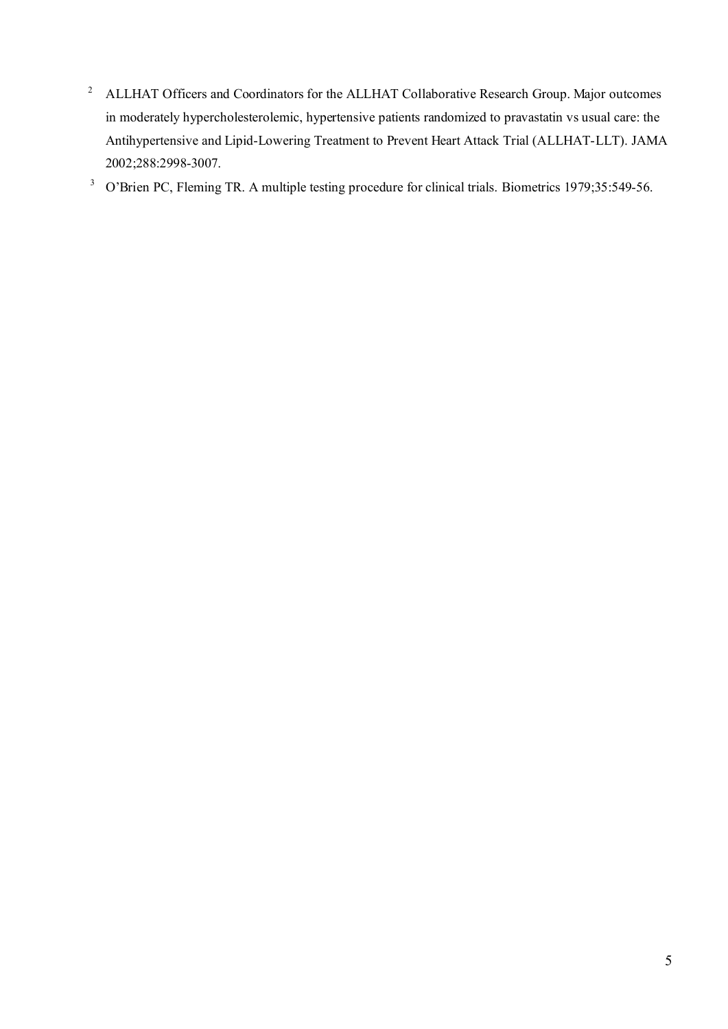[2] ALLHAT Officers and Coordinators for the ALLHAT Collaborative Research Group. Major outcomes in moderately hypercholesterolemic, hypertensive patients randomized to pravastatin vs usual care: the Antihypertensive and Lipid-Lowering Treatment to Prevent Heart Attack Trial (ALLHAT-LLT). JAMA 2002;288:2998-3007.

[3] O'Brien PC, Fleming TR. A multiple testing procedure for clinical trials. Biometrics 1979;35:549-56.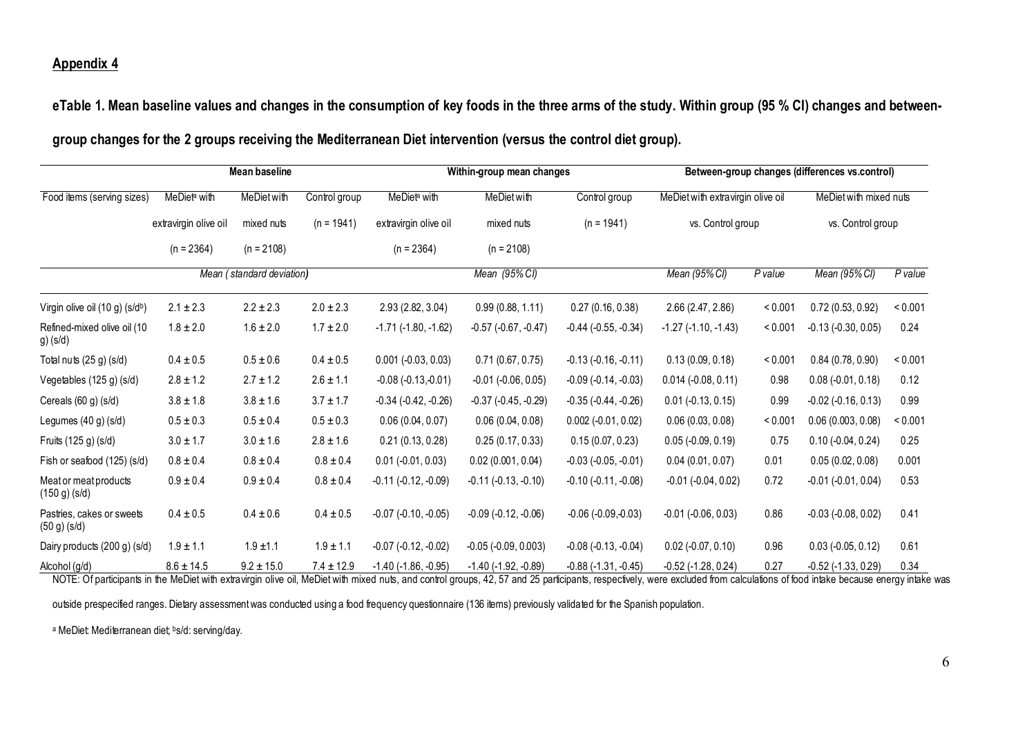**Appendix 4**

**eTable 1. Mean baseline values and changes in the consumption of key foods in the three arms of the study. Within group (95 % CI) changes and between-group changes for the 2 groups receiving the Mediterranean Diet intervention (versus the control diet group).**

| | Mean baseline | | | Within-group mean changes | | | Between-group changes (differences vs.control) | | | |
|---|---|---|---|---|---|---|---|---|---|---|
| Food items (serving sizes) | MeDiet[a] with extravirgin olive oil (n = 2364) | MeDiet with mixed nuts (n = 2108) | Control group (n = 1941) | MeDiet[a] with extravirgin olive oil (n = 2364) | MeDiet with mixed nuts (n = 2108) | Control group (n = 1941) | MeDiet with extravirgin olive oil vs. Control group | | MeDiet with mixed nuts vs. Control group | |
| | *Mean ( standard deviation)* | | | *Mean (95% CI)* | | | *Mean (95% CI)* | *P value* | *Mean (95% CI)* | *P value* |
| Virgin olive oil (10 g) (s/d[b]) | 2.1 ± 2.3 | 2.2 ± 2.3 | 2.0 ± 2.3 | 2.93 (2.82, 3.04) | 0.99 (0.88, 1.11) | 0.27 (0.16, 0.38) | 2.66 (2.47, 2.86) | < 0.001 | 0.72 (0.53, 0.92) | < 0.001 |
| Refined-mixed olive oil (10 g) (s/d) | 1.8 ± 2.0 | 1.6 ± 2.0 | 1.7 ± 2.0 | -1.71 (-1.80, -1.62) | -0.57 (-0.67, -0.47) | -0.44 (-0.55, -0.34) | -1.27 (-1.10, -1.43) | < 0.001 | -0.13 (-0.30, 0.05) | 0.24 |
| Total nuts (25 g) (s/d) | 0.4 ± 0.5 | 0.5 ± 0.6 | 0.4 ± 0.5 | 0.001 (-0.03, 0.03) | 0.71 (0.67, 0.75) | -0.13 (-0.16, -0.11) | 0.13 (0.09, 0.18) | < 0.001 | 0.84 (0.78, 0.90) | < 0.001 |
| Vegetables (125 g) (s/d) | 2.8 ± 1.2 | 2.7 ± 1.2 | 2.6 ± 1.1 | -0.08 (-0.13,-0.01) | -0.01 (-0.06, 0.05) | -0.09 (-0.14, -0.03) | 0.014 (-0.08, 0.11) | 0.98 | 0.08 (-0.01, 0.18) | 0.12 |
| Cereals (60 g) (s/d) | 3.8 ± 1.8 | 3.8 ± 1.6 | 3.7 ± 1.7 | -0.34 (-0.42, -0.26) | -0.37 (-0.45, -0.29) | -0.35 (-0.44, -0.26) | 0.01 (-0.13, 0.15) | 0.99 | -0.02 (-0.16, 0.13) | 0.99 |
| Legumes (40 g) (s/d) | 0.5 ± 0.3 | 0.5 ± 0.4 | 0.5 ± 0.3 | 0.06 (0.04, 0.07) | 0.06 (0.04, 0.08) | 0.002 (-0.01, 0.02) | 0.06 (0.03, 0.08) | < 0.001 | 0.06 (0.003, 0.08) | < 0.001 |
| Fruits (125 g) (s/d) | 3.0 ± 1.7 | 3.0 ± 1.6 | 2.8 ± 1.6 | 0.21 (0.13, 0.28) | 0.25 (0.17, 0.33) | 0.15 (0.07, 0.23) | 0.05 (-0.09, 0.19) | 0.75 | 0.10 (-0.04, 0.24) | 0.25 |
| Fish or seafood (125) (s/d) | 0.8 ± 0.4 | 0.8 ± 0.4 | 0.8 ± 0.4 | 0.01 (-0.01, 0.03) | 0.02 (0.001, 0.04) | -0.03 (-0.05, -0.01) | 0.04 (0.01, 0.07) | 0.01 | 0.05 (0.02, 0.08) | 0.001 |
| Meat or meat products (150 g) (s/d) | 0.9 ± 0.4 | 0.9 ± 0.4 | 0.8 ± 0.4 | -0.11 (-0.12, -0.09) | -0.11 (-0.13, -0.10) | -0.10 (-0.11, -0.08) | -0.01 (-0.04, 0.02) | 0.72 | -0.01 (-0.01, 0.04) | 0.53 |
| Pastries, cakes or sweets (50 g) (s/d) | 0.4 ± 0.5 | 0.4 ± 0.6 | 0.4 ± 0.5 | -0.07 (-0.10, -0.05) | -0.09 (-0.12, -0.06) | -0.06 (-0.09,-0.03) | -0.01 (-0.06, 0.03) | 0.86 | -0.03 (-0.08, 0.02) | 0.41 |
| Dairy products (200 g) (s/d) | 1.9 ± 1.1 | 1.9 ±1.1 | 1.9 ± 1.1 | -0.07 (-0.12, -0.02) | -0.05 (-0.09, 0.003) | -0.08 (-0.13, -0.04) | 0.02 (-0.07, 0.10) | 0.96 | 0.03 (-0.05, 0.12) | 0.61 |
| Alcohol (g/d) | 8.6 ± 14.5 | 9.2 ± 15.0 | 7.4 ± 12.9 | -1.40 (-1.86, -0.95) | -1.40 (-1.92, -0.89) | -0.88 (-1.31, -0.45) | -0.52 (-1.28, 0.24) | 0.27 | -0.52 (-1.33, 0.29) | 0.34 |

NOTE: Of participants in the MeDiet with extravirgin olive oil, MeDiet with mixed nuts, and control groups, 42, 57 and 25 participants, respectively, were excluded from calculations of food intake because energy intake was outside prespecified ranges. Dietary assessment was conducted using a food frequency questionnaire (136 items) previously validated for the Spanish population.

[a] MeDiet: Mediterranean diet; [b]s/d: serving/day.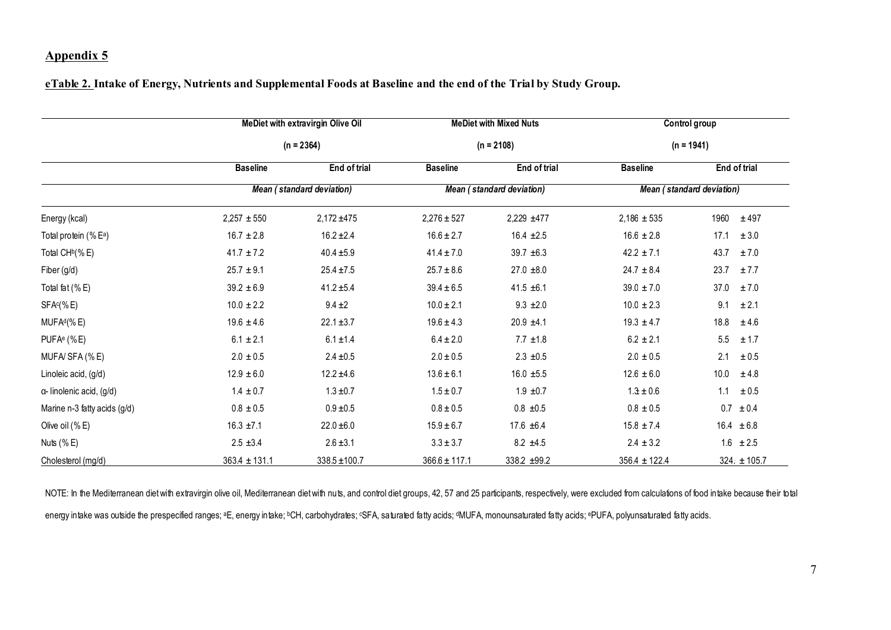## Appendix 5

**eTable 2. Intake of Energy, Nutrients and Supplemental Foods at Baseline and the end of the Trial by Study Group.**

| | MeDiet with extravirgin Olive Oil (n = 2364) | | MeDiet with Mixed Nuts (n = 2108) | | Control group (n = 1941) | |
|---|---|---|---|---|---|---|
| | Baseline | End of trial | Baseline | End of trial | Baseline | End of trial |
| | *Mean ( standard deviation)* | | *Mean ( standard deviation)* | | *Mean ( standard deviation)* | |
| Energy (kcal) | 2,257 ± 550 | 2,172 ±475 | 2,276 ± 527 | 2,229 ±477 | 2,186 ± 535 | 1960 ± 497 |
| Total protein (% E[a]) | 16.7 ± 2.8 | 16.2 ±2.4 | 16.6 ± 2.7 | 16.4 ±2.5 | 16.6 ± 2.8 | 17.1 ± 3.0 |
| Total CH[b](% E) | 41.7 ± 7.2 | 40.4 ±5.9 | 41.4 ± 7.0 | 39.7 ±6.3 | 42.2 ± 7.1 | 43.7 ± 7.0 |
| Fiber (g/d) | 25.7 ± 9.1 | 25.4 ±7.5 | 25.7 ± 8.6 | 27.0 ±8.0 | 24.7 ± 8.4 | 23.7 ± 7.7 |
| Total fat (% E) | 39.2 ± 6.9 | 41.2 ±5.4 | 39.4 ± 6.5 | 41.5 ±6.1 | 39.0 ± 7.0 | 37.0 ± 7.0 |
| SFA[c](% E) | 10.0 ± 2.2 | 9.4 ±2 | 10.0 ± 2.1 | 9.3 ±2.0 | 10.0 ± 2.3 | 9.1 ± 2.1 |
| MUFA[d](% E) | 19.6 ± 4.6 | 22.1 ±3.7 | 19.6 ± 4.3 | 20.9 ±4.1 | 19.3 ± 4.7 | 18.8 ± 4.6 |
| PUFA[e] (% E) | 6.1 ± 2.1 | 6.1 ±1.4 | 6.4 ± 2.0 | 7.7 ±1.8 | 6.2 ± 2.1 | 5.5 ± 1.7 |
| MUFA/ SFA (% E) | 2.0 ± 0.5 | 2.4 ±0.5 | 2.0 ± 0.5 | 2.3 ±0.5 | 2.0 ± 0.5 | 2.1 ± 0.5 |
| Linoleic acid, (g/d) | 12.9 ± 6.0 | 12.2 ±4.6 | 13.6 ± 6.1 | 16.0 ±5.5 | 12.6 ± 6.0 | 10.0 ± 4.8 |
| α- linolenic acid, (g/d) | 1.4 ± 0.7 | 1.3 ±0.7 | 1.5 ± 0.7 | 1.9 ±0.7 | 1.3 ± 0.6 | 1.1 ± 0.5 |
| Marine n-3 fatty acids (g/d) | 0.8 ± 0.5 | 0.9 ±0.5 | 0.8 ± 0.5 | 0.8 ±0.5 | 0.8 ± 0.5 | 0.7 ± 0.4 |
| Olive oil (% E) | 16.3 ±7.1 | 22.0 ±6.0 | 15.9 ± 6.7 | 17.6 ±6.4 | 15.8 ± 7.4 | 16.4 ± 6.8 |
| Nuts (% E) | 2.5 ±3.4 | 2.6 ±3.1 | 3.3 ± 3.7 | 8.2 ±4.5 | 2.4 ± 3.2 | 1.6 ± 2.5 |
| Cholesterol (mg/d) | 363.4 ± 131.1 | 338.5 ±100.7 | 366.6 ± 117.1 | 338.2 ±99.2 | 356.4 ± 122.4 | 324. ± 105.7 |

NOTE: In the Mediterranean diet with extravirgin olive oil, Mediterranean diet with nuts, and control diet groups, 42, 57 and 25 participants, respectively, were excluded from calculations of food intake because their total energy intake was outside the prespecified ranges; [a]E, energy intake; [b]CH, carbohydrates; [c]SFA, saturated fatty acids; [d]MUFA, monounsaturated fatty acids; [e]PUFA, polyunsaturated fatty acids.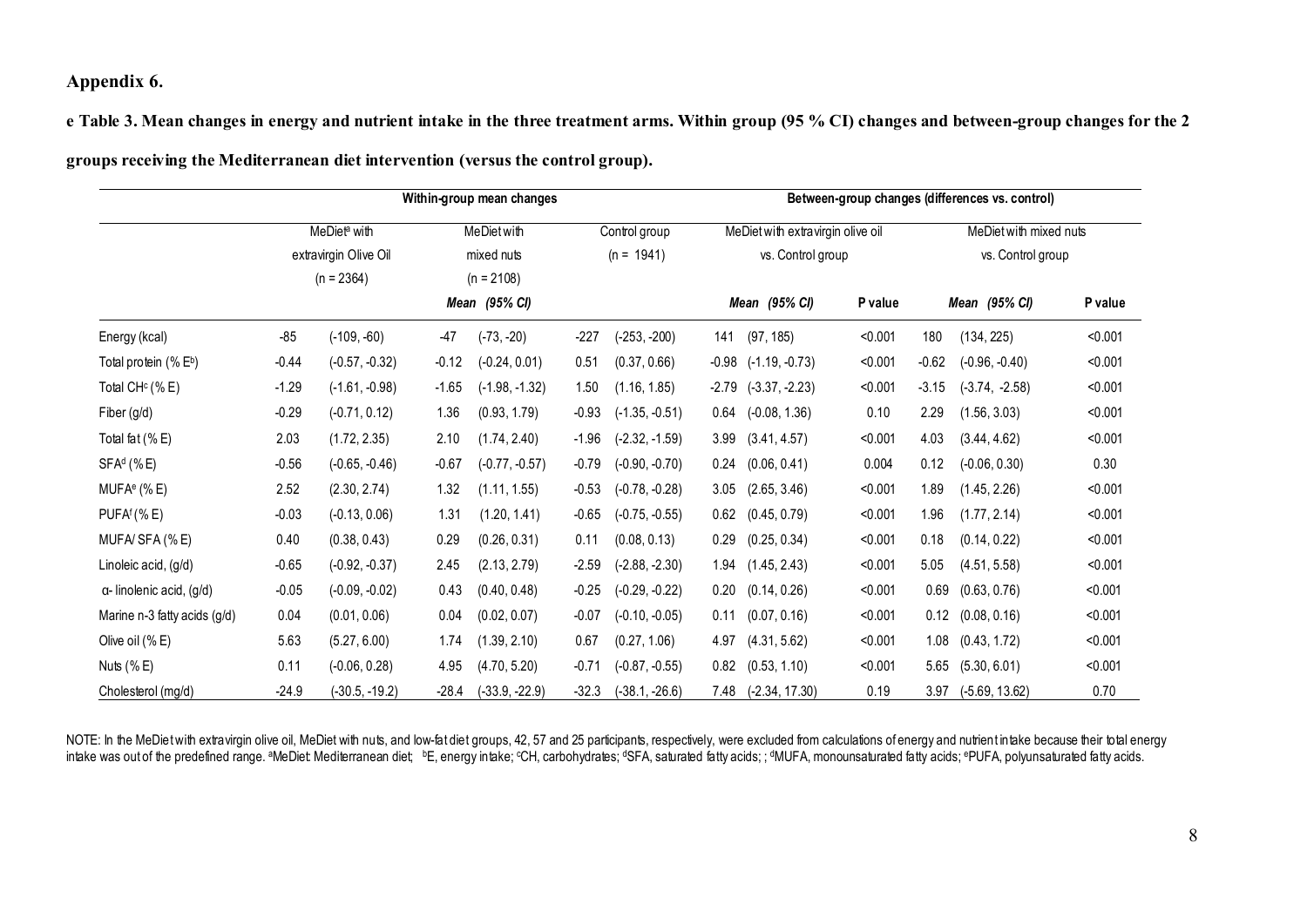# Appendix 6.

**e Table 3. Mean changes in energy and nutrient intake in the three treatment arms. Within group (95 % CI) changes and between-group changes for the 2 groups receiving the Mediterranean diet intervention (versus the control group).**

| | Within-group mean changes | | | | | | Between-group changes (differences vs. control) | | | | | |
|---|---|---|---|---|---|---|---|---|---|---|---|---|
| | MeDiet[a] with extravirgin Olive Oil (n = 2364) | | MeDiet with mixed nuts (n = 2108) | | Control group (n = 1941) | | MeDiet with extravirgin olive oil vs. Control group | | | MeDiet with mixed nuts vs. Control group | | |
| | | | *Mean (95% CI)* | | | | *Mean (95% CI)* | | P value | *Mean (95% CI)* | | P value |
| Energy (kcal) | -85 | (-109, -60) | -47 | (-73, -20) | -227 | (-253, -200) | 141 | (97, 185) | <0.001 | 180 | (134, 225) | <0.001 |
| Total protein (% E[b]) | -0.44 | (-0.57, -0.32) | -0.12 | (-0.24, 0.01) | 0.51 | (0.37, 0.66) | -0.98 | (-1.19, -0.73) | <0.001 | -0.62 | (-0.96, -0.40) | <0.001 |
| Total CH[c] (% E) | -1.29 | (-1.61, -0.98) | -1.65 | (-1.98, -1.32) | 1.50 | (1.16, 1.85) | -2.79 | (-3.37, -2.23) | <0.001 | -3.15 | (-3.74, -2.58) | <0.001 |
| Fiber (g/d) | -0.29 | (-0.71, 0.12) | 1.36 | (0.93, 1.79) | -0.93 | (-1.35, -0.51) | 0.64 | (-0.08, 1.36) | 0.10 | 2.29 | (1.56, 3.03) | <0.001 |
| Total fat (% E) | 2.03 | (1.72, 2.35) | 2.10 | (1.74, 2.40) | -1.96 | (-2.32, -1.59) | 3.99 | (3.41, 4.57) | <0.001 | 4.03 | (3.44, 4.62) | <0.001 |
| SFA[d] (% E) | -0.56 | (-0.65, -0.46) | -0.67 | (-0.77, -0.57) | -0.79 | (-0.90, -0.70) | 0.24 | (0.06, 0.41) | 0.004 | 0.12 | (-0.06, 0.30) | 0.30 |
| MUFA[e] (% E) | 2.52 | (2.30, 2.74) | 1.32 | (1.11, 1.55) | -0.53 | (-0.78, -0.28) | 3.05 | (2.65, 3.46) | <0.001 | 1.89 | (1.45, 2.26) | <0.001 |
| PUFA[f] (% E) | -0.03 | (-0.13, 0.06) | 1.31 | (1.20, 1.41) | -0.65 | (-0.75, -0.55) | 0.62 | (0.45, 0.79) | <0.001 | 1.96 | (1.77, 2.14) | <0.001 |
| MUFA/ SFA (% E) | 0.40 | (0.38, 0.43) | 0.29 | (0.26, 0.31) | 0.11 | (0.08, 0.13) | 0.29 | (0.25, 0.34) | <0.001 | 0.18 | (0.14, 0.22) | <0.001 |
| Linoleic acid, (g/d) | -0.65 | (-0.92, -0.37) | 2.45 | (2.13, 2.79) | -2.59 | (-2.88, -2.30) | 1.94 | (1.45, 2.43) | <0.001 | 5.05 | (4.51, 5.58) | <0.001 |
| α- linolenic acid, (g/d) | -0.05 | (-0.09, -0.02) | 0.43 | (0.40, 0.48) | -0.25 | (-0.29, -0.22) | 0.20 | (0.14, 0.26) | <0.001 | 0.69 | (0.63, 0.76) | <0.001 |
| Marine n-3 fatty acids (g/d) | 0.04 | (0.01, 0.06) | 0.04 | (0.02, 0.07) | -0.07 | (-0.10, -0.05) | 0.11 | (0.07, 0.16) | <0.001 | 0.12 | (0.08, 0.16) | <0.001 |
| Olive oil (% E) | 5.63 | (5.27, 6.00) | 1.74 | (1.39, 2.10) | 0.67 | (0.27, 1.06) | 4.97 | (4.31, 5.62) | <0.001 | 1.08 | (0.43, 1.72) | <0.001 |
| Nuts (% E) | 0.11 | (-0.06, 0.28) | 4.95 | (4.70, 5.20) | -0.71 | (-0.87, -0.55) | 0.82 | (0.53, 1.10) | <0.001 | 5.65 | (5.30, 6.01) | <0.001 |
| Cholesterol (mg/d) | -24.9 | (-30.5, -19.2) | -28.4 | (-33.9, -22.9) | -32.3 | (-38.1, -26.6) | 7.48 | (-2.34, 17.30) | 0.19 | 3.97 | (-5.69, 13.62) | 0.70 |

NOTE: In the MeDiet with extravirgin olive oil, MeDiet with nuts, and low-fat diet groups, 42, 57 and 25 participants, respectively, were excluded from calculations of energy and nutrient intake because their total energy intake was out of the predefined range. [a]MeDiet: Mediterranean diet; [b]E, energy intake; [c]CH, carbohydrates; [d]SFA, saturated fatty acids; ; [d]MUFA, monounsaturated fatty acids; [e]PUFA, polyunsaturated fatty acids.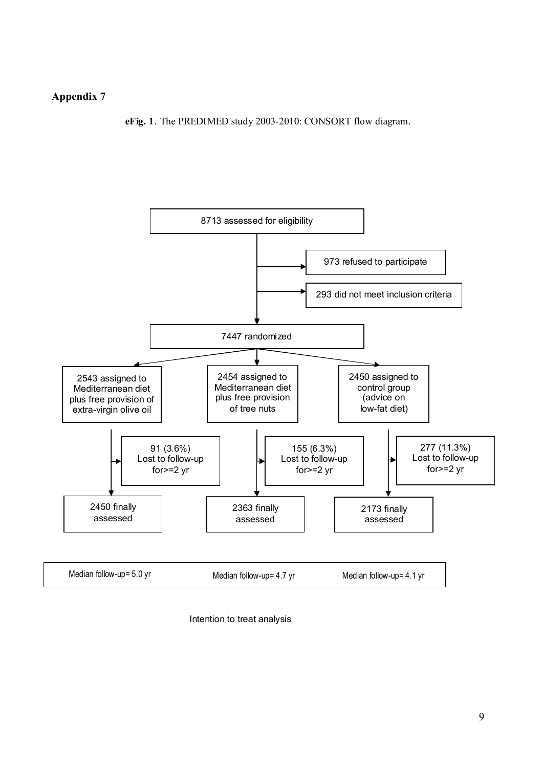## Appendix 7

**eFig. 1**. The PREDIMED study 2003-2010: CONSORT flow diagram.

8713 assessed for eligibility

973 refused to participate

293 did not meet inclusion criteria

7447 randomized

| 2543 assigned to Mediterranean diet plus free provision of extra-virgin olive oil | 2454 assigned to Mediterranean diet plus free provision of tree nuts | 2450 assigned to control group (advice on low-fat diet) |
| --- | --- | --- |
| 91 (3.6%) Lost to follow-up for>=2 yr | 155 (6.3%) Lost to follow-up for>=2 yr | 277 (11.3%) Lost to follow-up for>=2 yr |
| 2450 finally assessed | 2363 finally assessed | 2173 finally assessed |
| Median follow-up= 5.0 yr | Median follow-up= 4.7 yr | Median follow-up= 4.1 yr |

Intention to treat analysis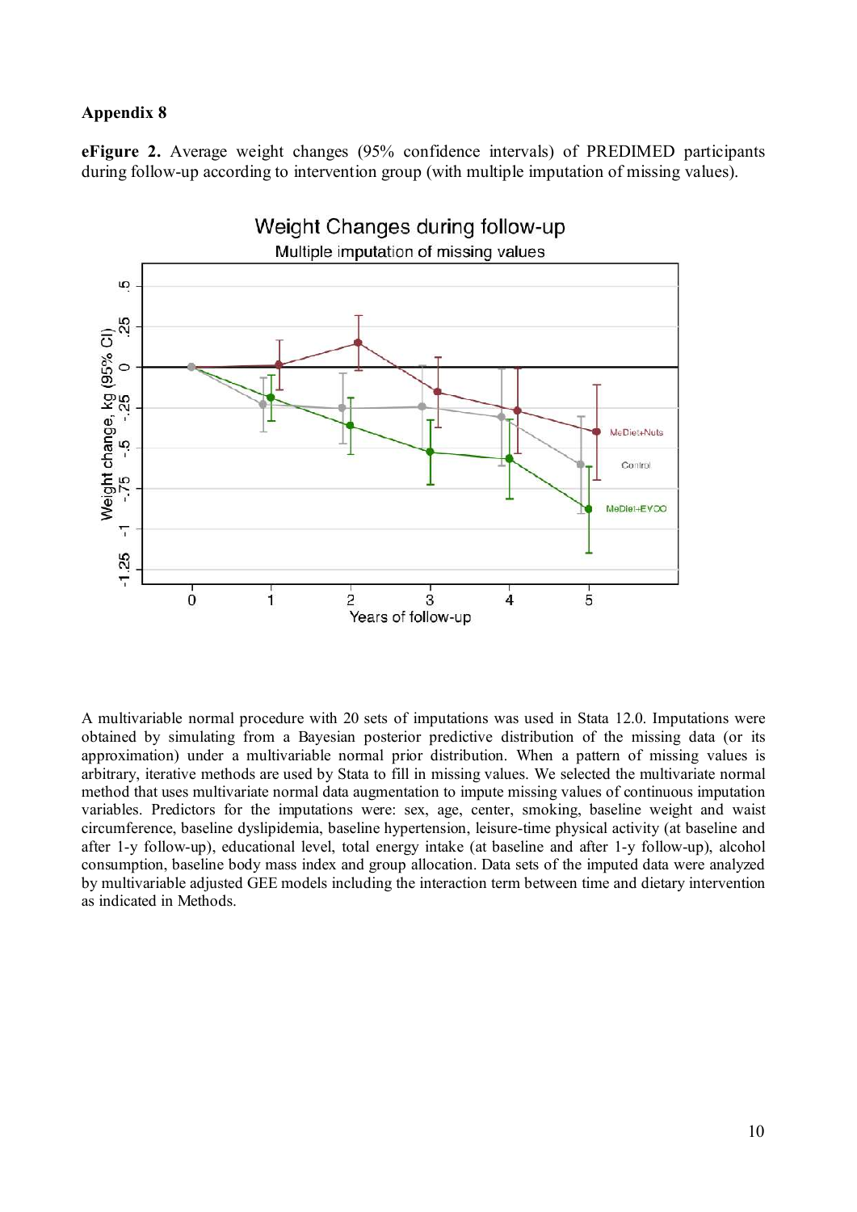**Appendix 8**

**eFigure 2.** Average weight changes (95% confidence intervals) of PREDIMED participants during follow-up according to intervention group (with multiple imputation of missing values).

Weight Changes during follow-up

Multiple imputation of missing values

Weight change, kg (95% CI)

.5
.25
0
-.25
-.5
-.75
-1
-1.25

0 1 2 3 4 5

Years of follow-up

MeDiet+Nuts

Control

MeDiet+EVOO

A multivariable normal procedure with 20 sets of imputations was used in Stata 12.0. Imputations were obtained by simulating from a Bayesian posterior predictive distribution of the missing data (or its approximation) under a multivariable normal prior distribution. When a pattern of missing values is arbitrary, iterative methods are used by Stata to fill in missing values. We selected the multivariate normal method that uses multivariate normal data augmentation to impute missing values of continuous imputation variables. Predictors for the imputations were: sex, age, center, smoking, baseline weight and waist circumference, baseline dyslipidemia, baseline hypertension, leisure-time physical activity (at baseline and after 1-y follow-up), educational level, total energy intake (at baseline and after 1-y follow-up), alcohol consumption, baseline body mass index and group allocation. Data sets of the imputed data were analyzed by multivariable adjusted GEE models including the interaction term between time and dietary intervention as indicated in Methods.